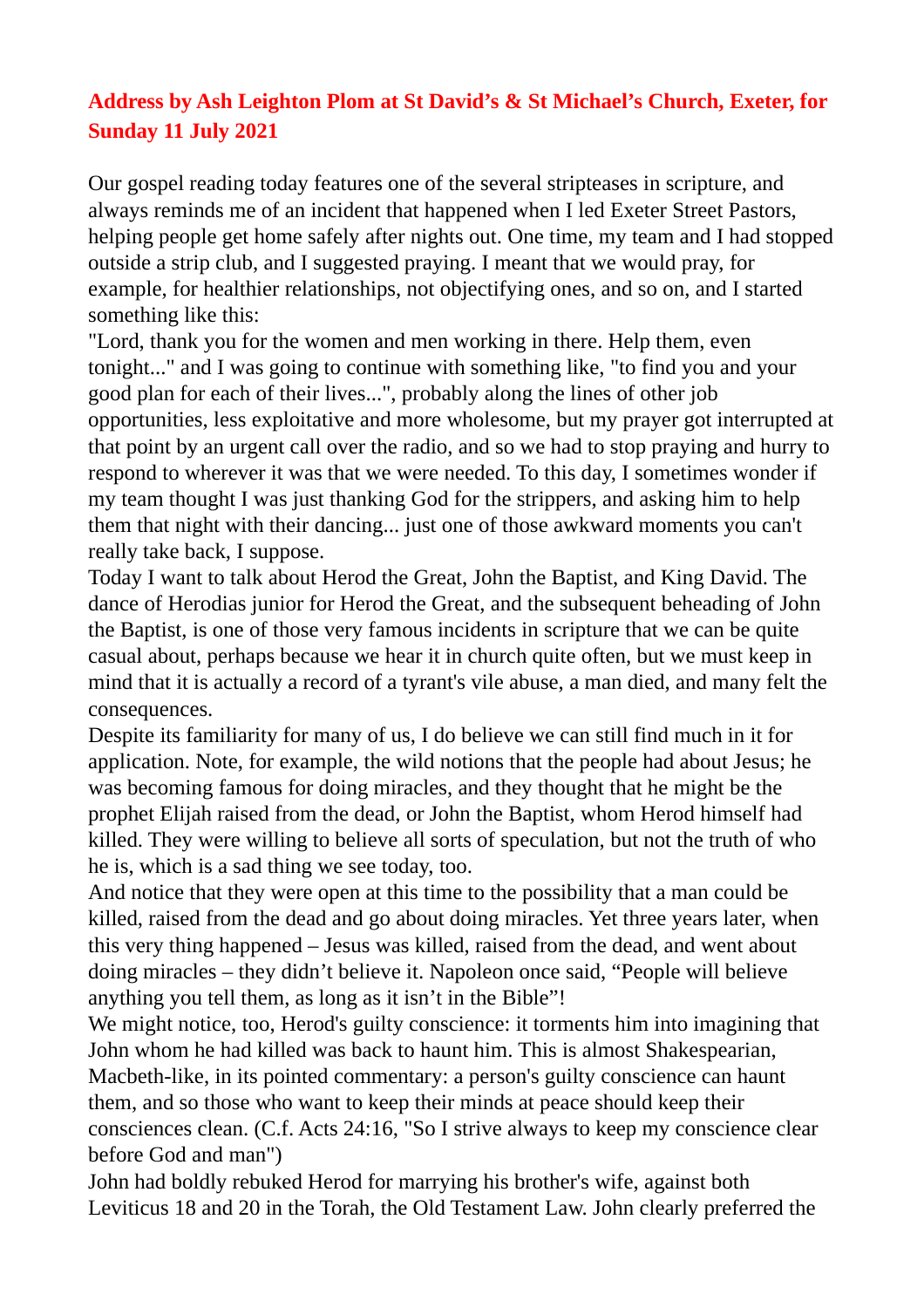**Address by Ash Leighton Plom at St David's & St Michael's Church, Exeter, for Sunday 11 July 2021**

Our gospel reading today features one of the several stripteases in scripture, and always reminds me of an incident that happened when I led Exeter Street Pastors, helping people get home safely after nights out. One time, my team and I had stopped outside a strip club, and I suggested praying. I meant that we would pray, for example, for healthier relationships, not objectifying ones, and so on, and I started something like this:

"Lord, thank you for the women and men working in there. Help them, even tonight..." and I was going to continue with something like, "to find you and your good plan for each of their lives...", probably along the lines of other job opportunities, less exploitative and more wholesome, but my prayer got interrupted at that point by an urgent call over the radio, and so we had to stop praying and hurry to respond to wherever it was that we were needed. To this day, I sometimes wonder if my team thought I was just thanking God for the strippers, and asking him to help them that night with their dancing... just one of those awkward moments you can't really take back, I suppose.

Today I want to talk about Herod the Great, John the Baptist, and King David. The dance of Herodias junior for Herod the Great, and the subsequent beheading of John the Baptist, is one of those very famous incidents in scripture that we can be quite casual about, perhaps because we hear it in church quite often, but we must keep in mind that it is actually a record of a tyrant's vile abuse, a man died, and many felt the consequences.

Despite its familiarity for many of us, I do believe we can still find much in it for application. Note, for example, the wild notions that the people had about Jesus; he was becoming famous for doing miracles, and they thought that he might be the prophet Elijah raised from the dead, or John the Baptist, whom Herod himself had killed. They were willing to believe all sorts of speculation, but not the truth of who he is, which is a sad thing we see today, too.

And notice that they were open at this time to the possibility that a man could be killed, raised from the dead and go about doing miracles. Yet three years later, when this very thing happened – Jesus was killed, raised from the dead, and went about doing miracles – they didn't believe it. Napoleon once said, "People will believe anything you tell them, as long as it isn't in the Bible"!

We might notice, too, Herod's guilty conscience: it torments him into imagining that John whom he had killed was back to haunt him. This is almost Shakespearian, Macbeth-like, in its pointed commentary: a person's guilty conscience can haunt them, and so those who want to keep their minds at peace should keep their consciences clean. (C.f. Acts 24:16, "So I strive always to keep my conscience clear before God and man")

John had boldly rebuked Herod for marrying his brother's wife, against both Leviticus 18 and 20 in the Torah, the Old Testament Law. John clearly preferred the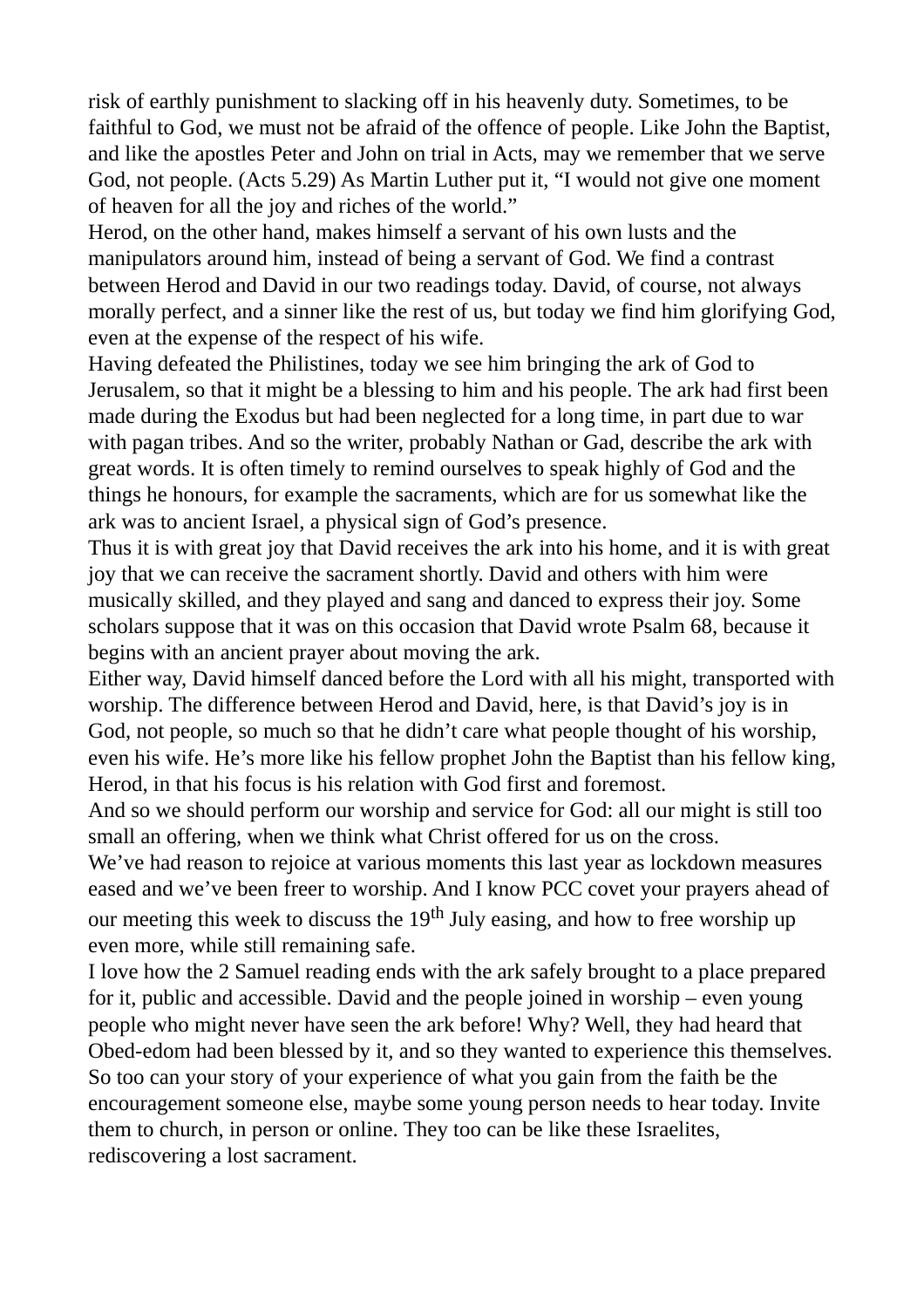risk of earthly punishment to slacking off in his heavenly duty. Sometimes, to be faithful to God, we must not be afraid of the offence of people. Like John the Baptist, and like the apostles Peter and John on trial in Acts, may we remember that we serve God, not people. (Acts 5.29) As Martin Luther put it, "I would not give one moment of heaven for all the joy and riches of the world."

Herod, on the other hand, makes himself a servant of his own lusts and the manipulators around him, instead of being a servant of God. We find a contrast between Herod and David in our two readings today. David, of course, not always morally perfect, and a sinner like the rest of us, but today we find him glorifying God, even at the expense of the respect of his wife.

Having defeated the Philistines, today we see him bringing the ark of God to Jerusalem, so that it might be a blessing to him and his people. The ark had first been made during the Exodus but had been neglected for a long time, in part due to war with pagan tribes. And so the writer, probably Nathan or Gad, describe the ark with great words. It is often timely to remind ourselves to speak highly of God and the things he honours, for example the sacraments, which are for us somewhat like the ark was to ancient Israel, a physical sign of God's presence.

Thus it is with great joy that David receives the ark into his home, and it is with great joy that we can receive the sacrament shortly. David and others with him were musically skilled, and they played and sang and danced to express their joy. Some scholars suppose that it was on this occasion that David wrote Psalm 68, because it begins with an ancient prayer about moving the ark.

Either way, David himself danced before the Lord with all his might, transported with worship. The difference between Herod and David, here, is that David's joy is in God, not people, so much so that he didn't care what people thought of his worship, even his wife. He's more like his fellow prophet John the Baptist than his fellow king, Herod, in that his focus is his relation with God first and foremost.

And so we should perform our worship and service for God: all our might is still too small an offering, when we think what Christ offered for us on the cross.

We've had reason to rejoice at various moments this last year as lockdown measures eased and we've been freer to worship. And I know PCC covet your prayers ahead of our meeting this week to discuss the 19th July easing, and how to free worship up even more, while still remaining safe.

I love how the 2 Samuel reading ends with the ark safely brought to a place prepared for it, public and accessible. David and the people joined in worship – even young people who might never have seen the ark before! Why? Well, they had heard that Obed-edom had been blessed by it, and so they wanted to experience this themselves. So too can your story of your experience of what you gain from the faith be the encouragement someone else, maybe some young person needs to hear today. Invite them to church, in person or online. They too can be like these Israelites, rediscovering a lost sacrament.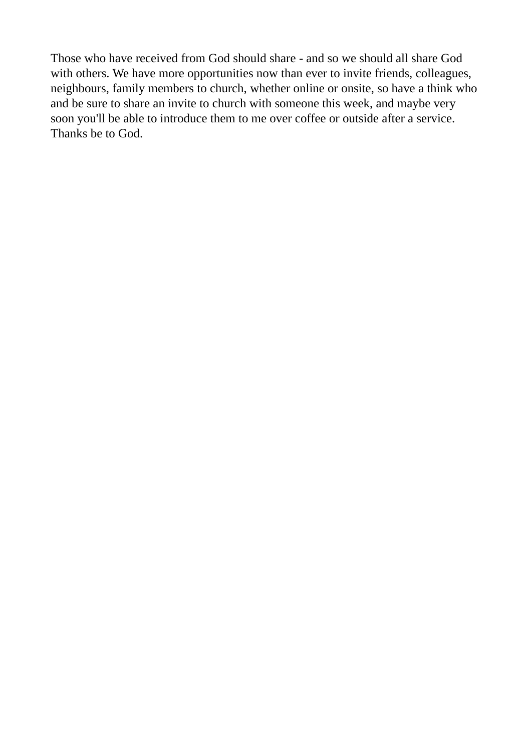Those who have received from God should share - and so we should all share God with others. We have more opportunities now than ever to invite friends, colleagues, neighbours, family members to church, whether online or onsite, so have a think who and be sure to share an invite to church with someone this week, and maybe very soon you'll be able to introduce them to me over coffee or outside after a service. Thanks be to God.